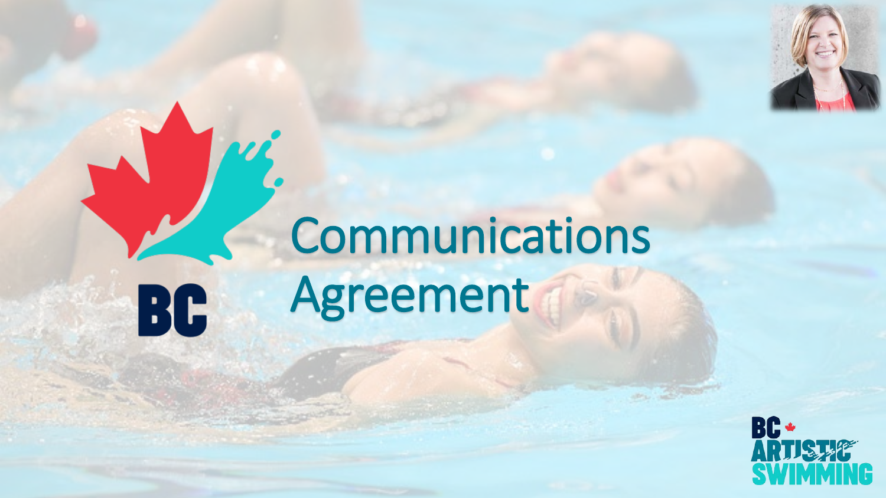# Communications Agreement

BC

BC ARTISTIC SWIMMING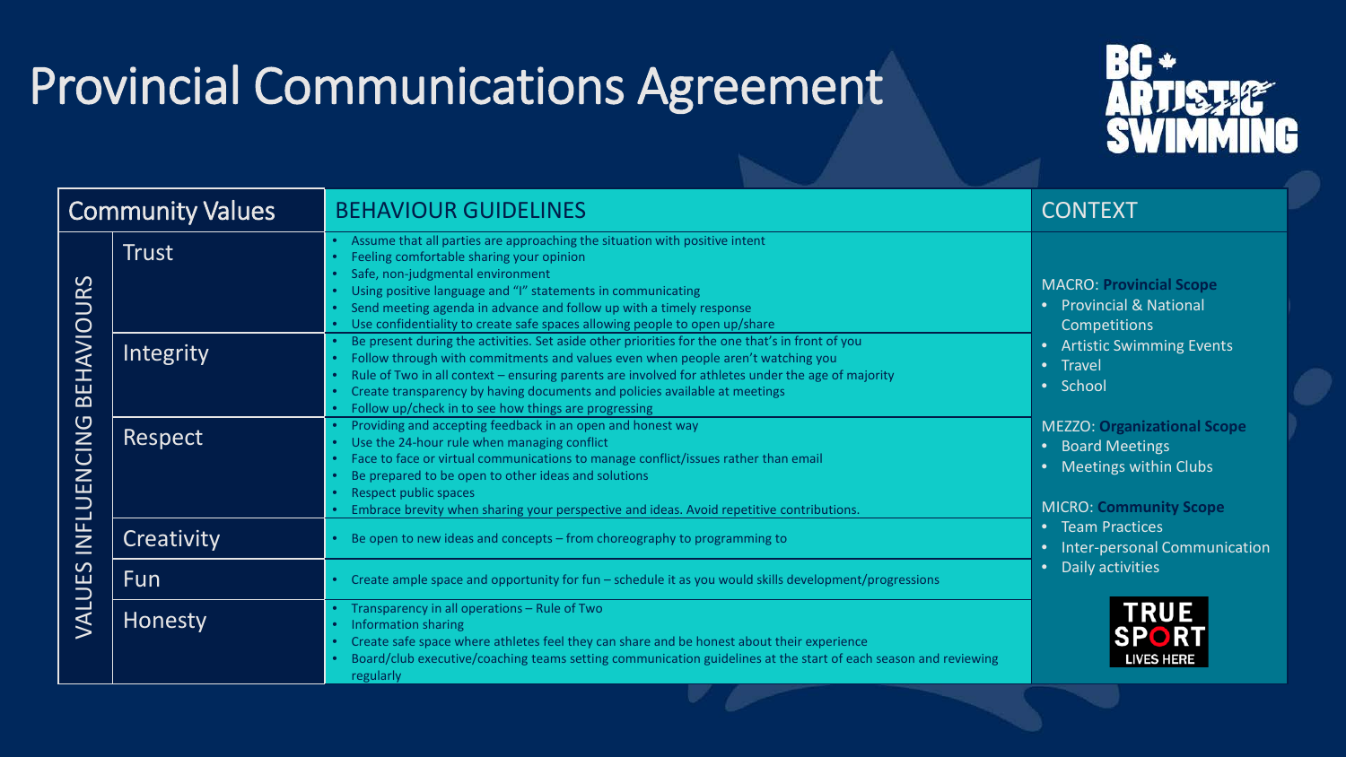# Provincial Communications Agreement

BC Artistic Swimming

| Community Values | | BEHAVIOUR GUIDELINES |
|---|---|---|
| VALUES INFLUENCING BEHAVIOURS | Trust | • Assume that all parties are approaching the situation with positive intent<br>• Feeling comfortable sharing your opinion<br>• Safe, non-judgmental environment<br>• Using positive language and "I" statements in communicating<br>• Send meeting agenda in advance and follow up with a timely response<br>• Use confidentiality to create safe spaces allowing people to open up/share |
| | Integrity | • Be present during the activities. Set aside other priorities for the one that's in front of you<br>• Follow through with commitments and values even when people aren't watching you<br>• Rule of Two in all context – ensuring parents are involved for athletes under the age of majority<br>• Create transparency by having documents and policies available at meetings<br>• Follow up/check in to see how things are progressing |
| | Respect | • Providing and accepting feedback in an open and honest way<br>• Use the 24-hour rule when managing conflict<br>• Face to face or virtual communications to manage conflict/issues rather than email<br>• Be prepared to be open to other ideas and solutions<br>• Respect public spaces<br>• Embrace brevity when sharing your perspective and ideas. Avoid repetitive contributions. |
| | Creativity | • Be open to new ideas and concepts – from choreography to programming to |
| | Fun | • Create ample space and opportunity for fun – schedule it as you would skills development/progressions |
| | Honesty | • Transparency in all operations – Rule of Two<br>• Information sharing<br>• Create safe space where athletes feel they can share and be honest about their experience<br>• Board/club executive/coaching teams setting communication guidelines at the start of each season and reviewing regularly |

## CONTEXT

MACRO: **Provincial Scope**
- Provincial & National Competitions
- Artistic Swimming Events
- Travel
- School

MEZZO: **Organizational Scope**
- Board Meetings
- Meetings within Clubs

MICRO: **Community Scope**
- Team Practices
- Inter-personal Communication
- Daily activities

TRUE SPORT LIVES HERE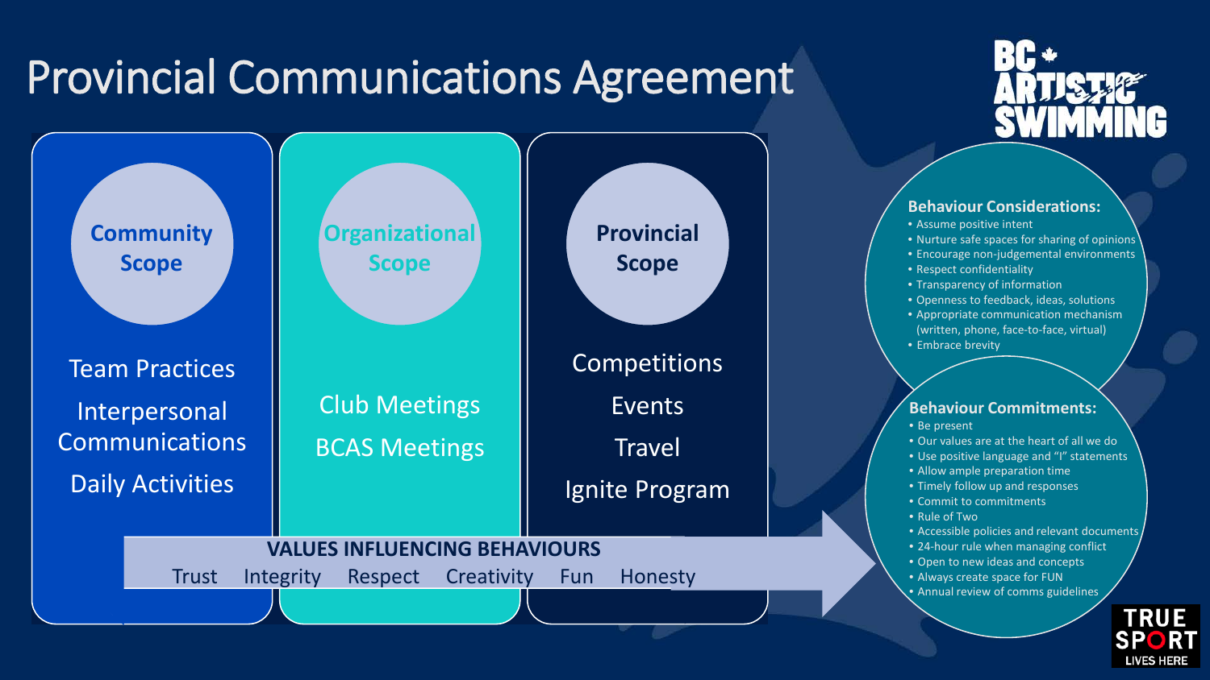# Provincial Communications Agreement

BC Artistic Swimming

### Community Scope

Team Practices

Interpersonal Communications

Daily Activities

### Organizational Scope

Club Meetings

BCAS Meetings

### Provincial Scope

Competitions

Events

Travel

Ignite Program

**VALUES INFLUENCING BEHAVIOURS**

Trust Integrity Respect Creativity Fun Honesty

**Behaviour Considerations:**

- Assume positive intent
- Nurture safe spaces for sharing of opinions
- Encourage non-judgemental environments
- Respect confidentiality
- Transparency of information
- Openness to feedback, ideas, solutions
- Appropriate communication mechanism (written, phone, face-to-face, virtual)
- Embrace brevity

**Behaviour Commitments:**

- Be present
- Our values are at the heart of all we do
- Use positive language and "I" statements
- Allow ample preparation time
- Timely follow up and responses
- Commit to commitments
- Rule of Two
- Accessible policies and relevant documents
- 24-hour rule when managing conflict
- Open to new ideas and concepts
- Always create space for FUN
- Annual review of comms guidelines

TRUE SPORT LIVES HERE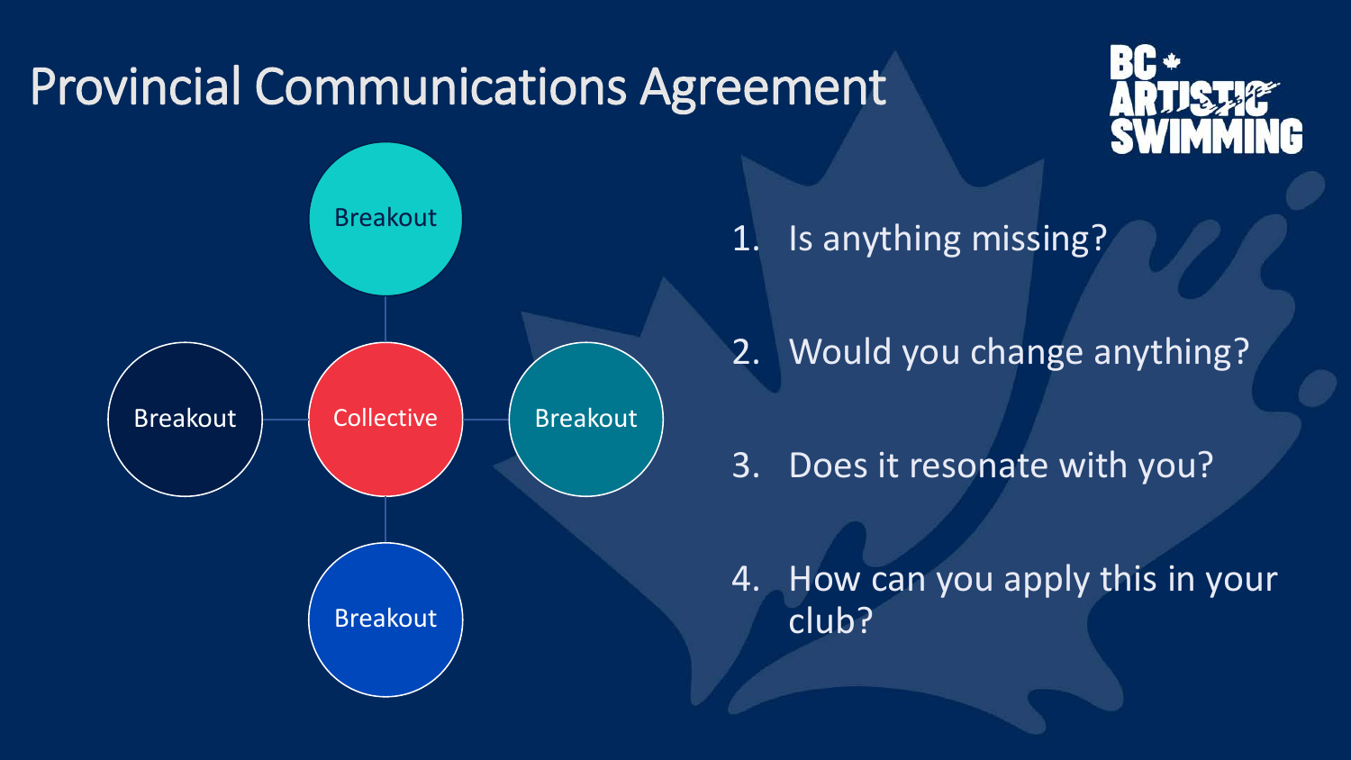# Provincial Communications Agreement

Breakout

Breakout

Collective

Breakout

Breakout

1. Is anything missing?
2. Would you change anything?
3. Does it resonate with you?
4. How can you apply this in your club?